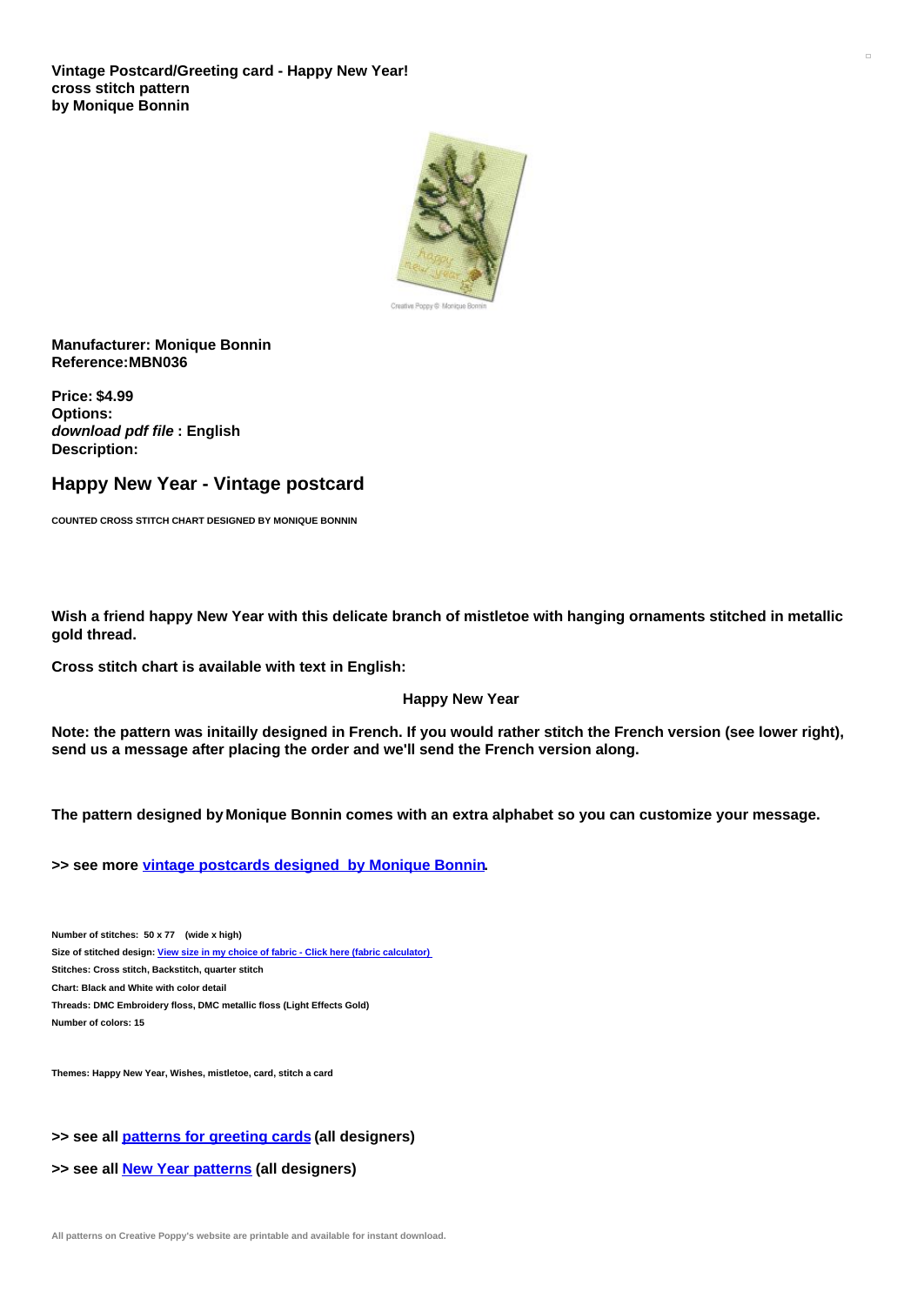**Vintage Postcard/Greeting card - Happy New Year! cross stitch pattern by Monique Bonnin**

**Manufacturer: Monique Bonnin**
**Reference:MBN036**

**Price: $4.99**
**Options:**
***download pdf file* : English**
**Description:**

## Happy New Year - Vintage postcard

**COUNTED CROSS STITCH CHART DESIGNED BY MONIQUE BONNIN**

**Wish a friend happy New Year with this delicate branch of mistletoe with hanging ornaments stitched in metallic gold thread.**

**Cross stitch chart is available with text in English:**

**Happy New Year**

**Note: the pattern was initailly designed in French. If you would rather stitch the French version (see lower right), send us a message after placing the order and we'll send the French version along.**

**The pattern designed by Monique Bonnin comes with an extra alphabet so you can customize your message.**

**>> see more [vintage postcards designed by Monique Bonnin](#).**

**Number of stitches: 50 x 77 (wide x high)**
**Size of stitched design: [View size in my choice of fabric - Click here (fabric calculator)](#)**
**Stitches: Cross stitch, Backstitch, quarter stitch**
**Chart: Black and White with color detail**
**Threads: DMC Embroidery floss, DMC metallic floss (Light Effects Gold)**
**Number of colors: 15**

**Themes: Happy New Year, Wishes, mistletoe, card, stitch a card**

**>> see all [patterns for greeting cards](#) (all designers)**

**>> see all [New Year patterns](#) (all designers)**

All patterns on Creative Poppy's website are printable and available for instant download.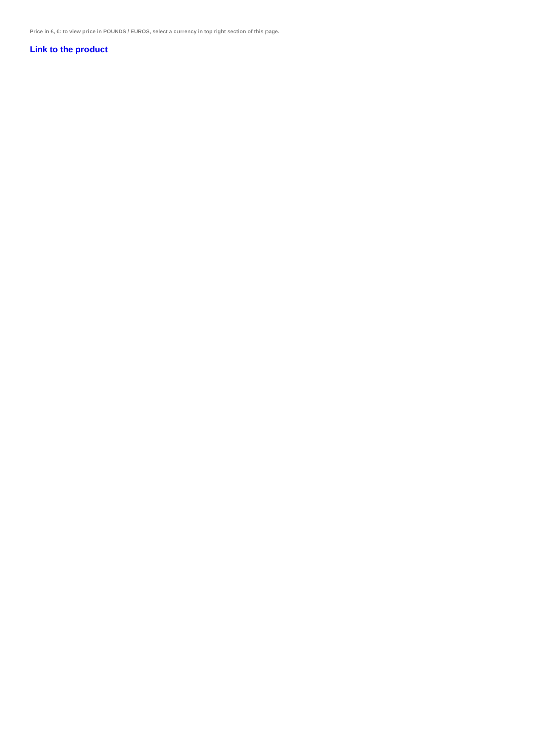**Price in £, €: to view price in POUNDS / EUROS, select a currency in top right section of this page.**

**[Link to the product]**